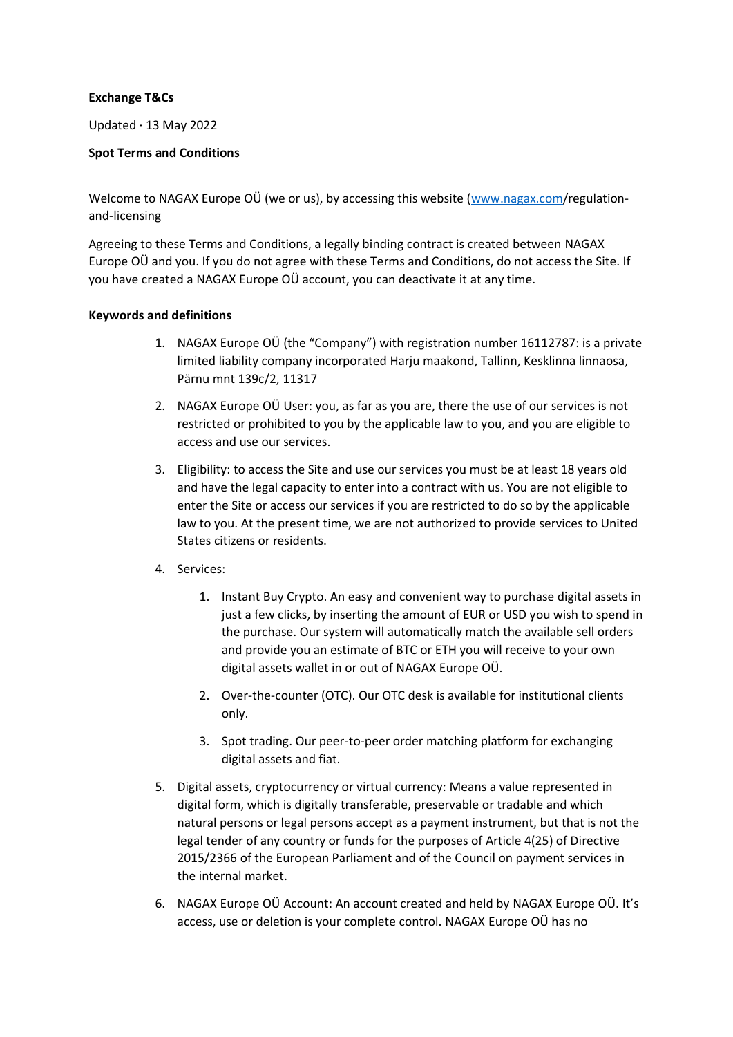**Exchange T&Cs**

Updated · 13 May 2022

**Spot Terms and Conditions**

Welcome to NAGAX Europe OÜ (we or us), by accessing this website (www.nagax.com/regulation-and-licensing

Agreeing to these Terms and Conditions, a legally binding contract is created between NAGAX Europe OÜ and you. If you do not agree with these Terms and Conditions, do not access the Site. If you have created a NAGAX Europe OÜ account, you can deactivate it at any time.

**Keywords and definitions**

1. NAGAX Europe OÜ (the "Company") with registration number 16112787: is a private limited liability company incorporated Harju maakond, Tallinn, Kesklinna linnaosa, Pärnu mnt 139c/2, 11317
2. NAGAX Europe OÜ User: you, as far as you are, there the use of our services is not restricted or prohibited to you by the applicable law to you, and you are eligible to access and use our services.
3. Eligibility: to access the Site and use our services you must be at least 18 years old and have the legal capacity to enter into a contract with us. You are not eligible to enter the Site or access our services if you are restricted to do so by the applicable law to you. At the present time, we are not authorized to provide services to United States citizens or residents.
4. Services:
   1. Instant Buy Crypto. An easy and convenient way to purchase digital assets in just a few clicks, by inserting the amount of EUR or USD you wish to spend in the purchase. Our system will automatically match the available sell orders and provide you an estimate of BTC or ETH you will receive to your own digital assets wallet in or out of NAGAX Europe OÜ.
   2. Over-the-counter (OTC). Our OTC desk is available for institutional clients only.
   3. Spot trading. Our peer-to-peer order matching platform for exchanging digital assets and fiat.
5. Digital assets, cryptocurrency or virtual currency: Means a value represented in digital form, which is digitally transferable, preservable or tradable and which natural persons or legal persons accept as a payment instrument, but that is not the legal tender of any country or funds for the purposes of Article 4(25) of Directive 2015/2366 of the European Parliament and of the Council on payment services in the internal market.
6. NAGAX Europe OÜ Account: An account created and held by NAGAX Europe OÜ. It's access, use or deletion is your complete control. NAGAX Europe OÜ has no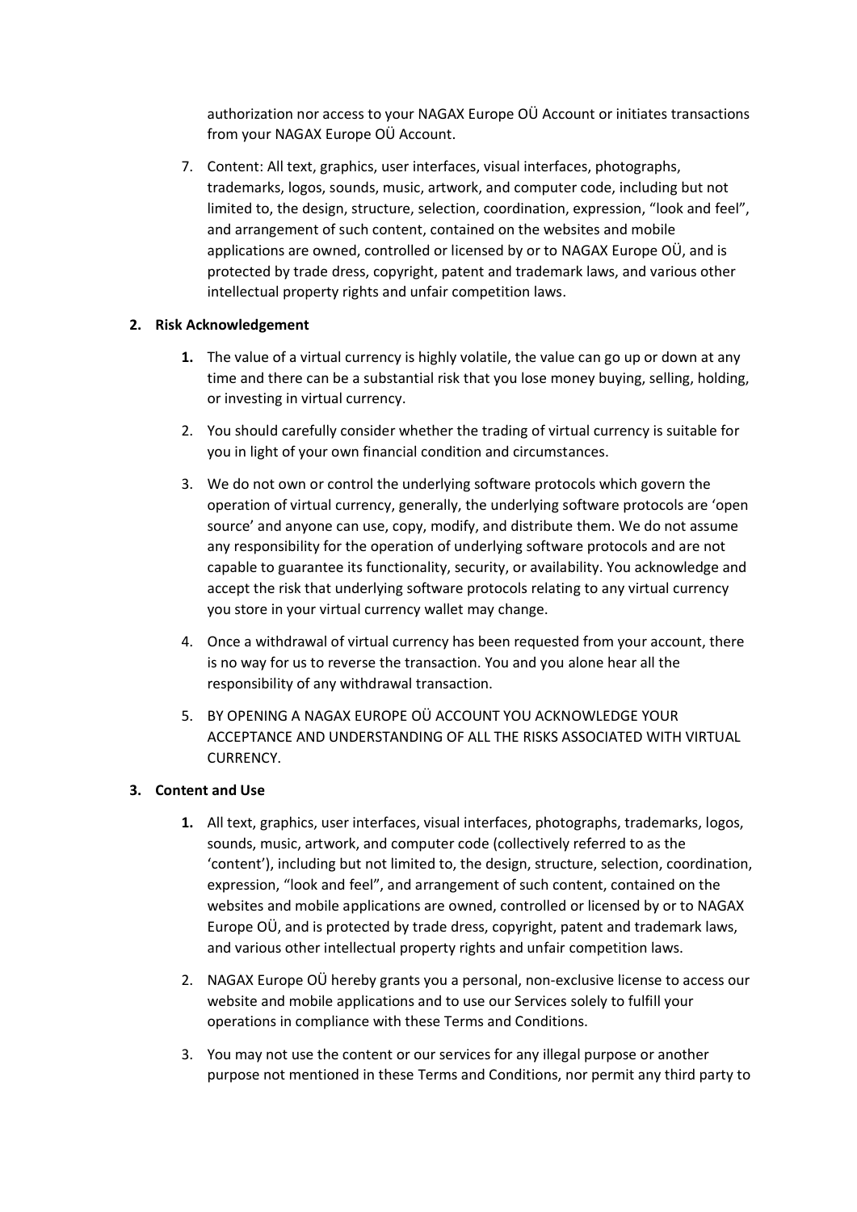authorization nor access to your NAGAX Europe OÜ Account or initiates transactions from your NAGAX Europe OÜ Account.

7. Content: All text, graphics, user interfaces, visual interfaces, photographs, trademarks, logos, sounds, music, artwork, and computer code, including but not limited to, the design, structure, selection, coordination, expression, "look and feel", and arrangement of such content, contained on the websites and mobile applications are owned, controlled or licensed by or to NAGAX Europe OÜ, and is protected by trade dress, copyright, patent and trademark laws, and various other intellectual property rights and unfair competition laws.

**2. Risk Acknowledgement**

**1.** The value of a virtual currency is highly volatile, the value can go up or down at any time and there can be a substantial risk that you lose money buying, selling, holding, or investing in virtual currency.

2. You should carefully consider whether the trading of virtual currency is suitable for you in light of your own financial condition and circumstances.

3. We do not own or control the underlying software protocols which govern the operation of virtual currency, generally, the underlying software protocols are 'open source' and anyone can use, copy, modify, and distribute them. We do not assume any responsibility for the operation of underlying software protocols and are not capable to guarantee its functionality, security, or availability. You acknowledge and accept the risk that underlying software protocols relating to any virtual currency you store in your virtual currency wallet may change.

4. Once a withdrawal of virtual currency has been requested from your account, there is no way for us to reverse the transaction. You and you alone hear all the responsibility of any withdrawal transaction.

5. BY OPENING A NAGAX EUROPE OÜ ACCOUNT YOU ACKNOWLEDGE YOUR ACCEPTANCE AND UNDERSTANDING OF ALL THE RISKS ASSOCIATED WITH VIRTUAL CURRENCY.

**3. Content and Use**

**1.** All text, graphics, user interfaces, visual interfaces, photographs, trademarks, logos, sounds, music, artwork, and computer code (collectively referred to as the 'content'), including but not limited to, the design, structure, selection, coordination, expression, "look and feel", and arrangement of such content, contained on the websites and mobile applications are owned, controlled or licensed by or to NAGAX Europe OÜ, and is protected by trade dress, copyright, patent and trademark laws, and various other intellectual property rights and unfair competition laws.

2. NAGAX Europe OÜ hereby grants you a personal, non-exclusive license to access our website and mobile applications and to use our Services solely to fulfill your operations in compliance with these Terms and Conditions.

3. You may not use the content or our services for any illegal purpose or another purpose not mentioned in these Terms and Conditions, nor permit any third party to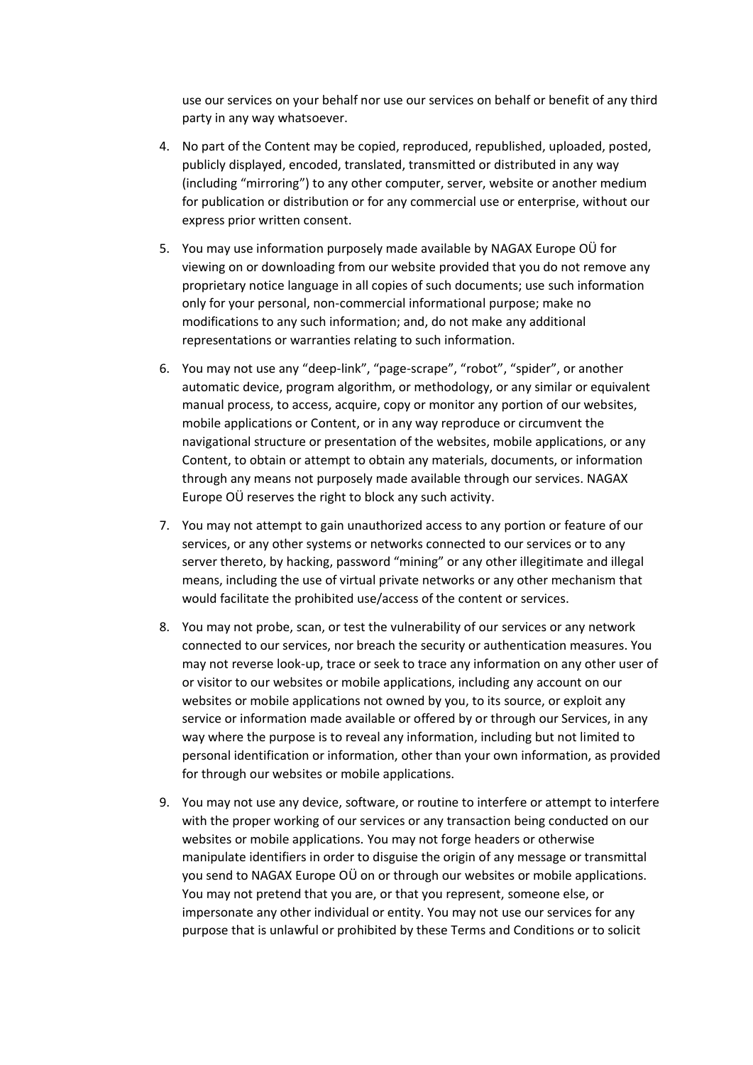use our services on your behalf nor use our services on behalf or benefit of any third party in any way whatsoever.

4. No part of the Content may be copied, reproduced, republished, uploaded, posted, publicly displayed, encoded, translated, transmitted or distributed in any way (including “mirroring”) to any other computer, server, website or another medium for publication or distribution or for any commercial use or enterprise, without our express prior written consent.

5. You may use information purposely made available by NAGAX Europe OÜ for viewing on or downloading from our website provided that you do not remove any proprietary notice language in all copies of such documents; use such information only for your personal, non-commercial informational purpose; make no modifications to any such information; and, do not make any additional representations or warranties relating to such information.

6. You may not use any “deep-link”, “page-scrape”, “robot”, “spider”, or another automatic device, program algorithm, or methodology, or any similar or equivalent manual process, to access, acquire, copy or monitor any portion of our websites, mobile applications or Content, or in any way reproduce or circumvent the navigational structure or presentation of the websites, mobile applications, or any Content, to obtain or attempt to obtain any materials, documents, or information through any means not purposely made available through our services. NAGAX Europe OÜ reserves the right to block any such activity.

7. You may not attempt to gain unauthorized access to any portion or feature of our services, or any other systems or networks connected to our services or to any server thereto, by hacking, password “mining” or any other illegitimate and illegal means, including the use of virtual private networks or any other mechanism that would facilitate the prohibited use/access of the content or services.

8. You may not probe, scan, or test the vulnerability of our services or any network connected to our services, nor breach the security or authentication measures. You may not reverse look-up, trace or seek to trace any information on any other user of or visitor to our websites or mobile applications, including any account on our websites or mobile applications not owned by you, to its source, or exploit any service or information made available or offered by or through our Services, in any way where the purpose is to reveal any information, including but not limited to personal identification or information, other than your own information, as provided for through our websites or mobile applications.

9. You may not use any device, software, or routine to interfere or attempt to interfere with the proper working of our services or any transaction being conducted on our websites or mobile applications. You may not forge headers or otherwise manipulate identifiers in order to disguise the origin of any message or transmittal you send to NAGAX Europe OÜ on or through our websites or mobile applications. You may not pretend that you are, or that you represent, someone else, or impersonate any other individual or entity. You may not use our services for any purpose that is unlawful or prohibited by these Terms and Conditions or to solicit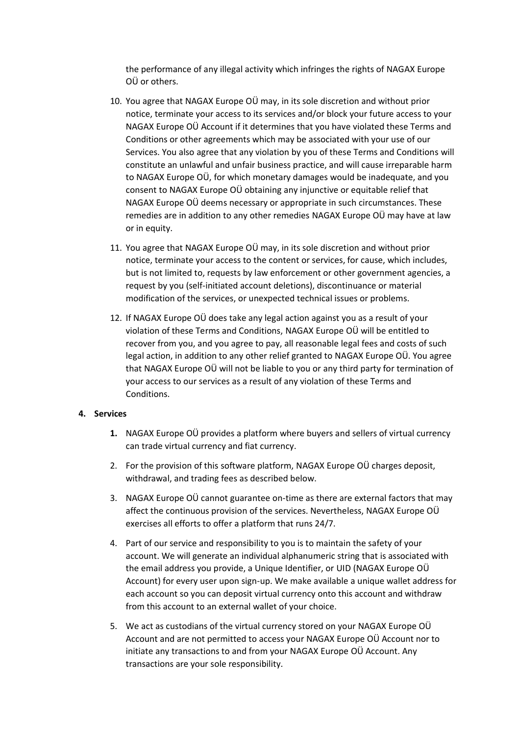the performance of any illegal activity which infringes the rights of NAGAX Europe OÜ or others.

10. You agree that NAGAX Europe OÜ may, in its sole discretion and without prior notice, terminate your access to its services and/or block your future access to your NAGAX Europe OÜ Account if it determines that you have violated these Terms and Conditions or other agreements which may be associated with your use of our Services. You also agree that any violation by you of these Terms and Conditions will constitute an unlawful and unfair business practice, and will cause irreparable harm to NAGAX Europe OÜ, for which monetary damages would be inadequate, and you consent to NAGAX Europe OÜ obtaining any injunctive or equitable relief that NAGAX Europe OÜ deems necessary or appropriate in such circumstances. These remedies are in addition to any other remedies NAGAX Europe OÜ may have at law or in equity.
11. You agree that NAGAX Europe OÜ may, in its sole discretion and without prior notice, terminate your access to the content or services, for cause, which includes, but is not limited to, requests by law enforcement or other government agencies, a request by you (self-initiated account deletions), discontinuance or material modification of the services, or unexpected technical issues or problems.
12. If NAGAX Europe OÜ does take any legal action against you as a result of your violation of these Terms and Conditions, NAGAX Europe OÜ will be entitled to recover from you, and you agree to pay, all reasonable legal fees and costs of such legal action, in addition to any other relief granted to NAGAX Europe OÜ. You agree that NAGAX Europe OÜ will not be liable to you or any third party for termination of your access to our services as a result of any violation of these Terms and Conditions.

**4. Services**

1. NAGAX Europe OÜ provides a platform where buyers and sellers of virtual currency can trade virtual currency and fiat currency.
2. For the provision of this software platform, NAGAX Europe OÜ charges deposit, withdrawal, and trading fees as described below.
3. NAGAX Europe OÜ cannot guarantee on-time as there are external factors that may affect the continuous provision of the services. Nevertheless, NAGAX Europe OÜ exercises all efforts to offer a platform that runs 24/7.
4. Part of our service and responsibility to you is to maintain the safety of your account. We will generate an individual alphanumeric string that is associated with the email address you provide, a Unique Identifier, or UID (NAGAX Europe OÜ Account) for every user upon sign-up. We make available a unique wallet address for each account so you can deposit virtual currency onto this account and withdraw from this account to an external wallet of your choice.
5. We act as custodians of the virtual currency stored on your NAGAX Europe OÜ Account and are not permitted to access your NAGAX Europe OÜ Account nor to initiate any transactions to and from your NAGAX Europe OÜ Account. Any transactions are your sole responsibility.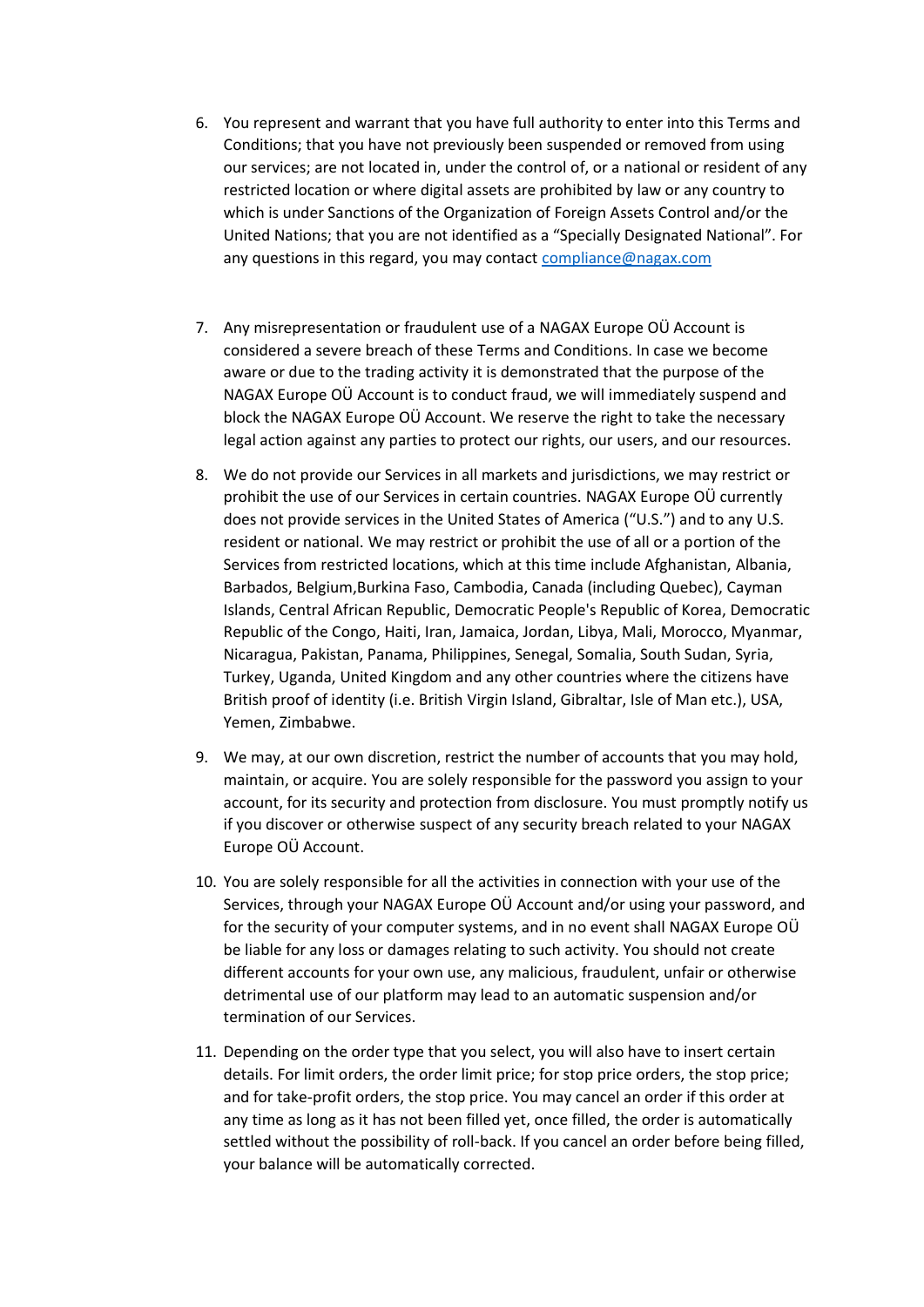6. You represent and warrant that you have full authority to enter into this Terms and Conditions; that you have not previously been suspended or removed from using our services; are not located in, under the control of, or a national or resident of any restricted location or where digital assets are prohibited by law or any country to which is under Sanctions of the Organization of Foreign Assets Control and/or the United Nations; that you are not identified as a "Specially Designated National". For any questions in this regard, you may contact [compliance@nagax.com](mailto:compliance@nagax.com)

7. Any misrepresentation or fraudulent use of a NAGAX Europe OÜ Account is considered a severe breach of these Terms and Conditions. In case we become aware or due to the trading activity it is demonstrated that the purpose of the NAGAX Europe OÜ Account is to conduct fraud, we will immediately suspend and block the NAGAX Europe OÜ Account. We reserve the right to take the necessary legal action against any parties to protect our rights, our users, and our resources.

8. We do not provide our Services in all markets and jurisdictions, we may restrict or prohibit the use of our Services in certain countries. NAGAX Europe OÜ currently does not provide services in the United States of America ("U.S.") and to any U.S. resident or national. We may restrict or prohibit the use of all or a portion of the Services from restricted locations, which at this time include Afghanistan, Albania, Barbados, Belgium,Burkina Faso, Cambodia, Canada (including Quebec), Cayman Islands, Central African Republic, Democratic People's Republic of Korea, Democratic Republic of the Congo, Haiti, Iran, Jamaica, Jordan, Libya, Mali, Morocco, Myanmar, Nicaragua, Pakistan, Panama, Philippines, Senegal, Somalia, South Sudan, Syria, Turkey, Uganda, United Kingdom and any other countries where the citizens have British proof of identity (i.e. British Virgin Island, Gibraltar, Isle of Man etc.), USA, Yemen, Zimbabwe.

9. We may, at our own discretion, restrict the number of accounts that you may hold, maintain, or acquire. You are solely responsible for the password you assign to your account, for its security and protection from disclosure. You must promptly notify us if you discover or otherwise suspect of any security breach related to your NAGAX Europe OÜ Account.

10. You are solely responsible for all the activities in connection with your use of the Services, through your NAGAX Europe OÜ Account and/or using your password, and for the security of your computer systems, and in no event shall NAGAX Europe OÜ be liable for any loss or damages relating to such activity. You should not create different accounts for your own use, any malicious, fraudulent, unfair or otherwise detrimental use of our platform may lead to an automatic suspension and/or termination of our Services.

11. Depending on the order type that you select, you will also have to insert certain details. For limit orders, the order limit price; for stop price orders, the stop price; and for take-profit orders, the stop price. You may cancel an order if this order at any time as long as it has not been filled yet, once filled, the order is automatically settled without the possibility of roll-back. If you cancel an order before being filled, your balance will be automatically corrected.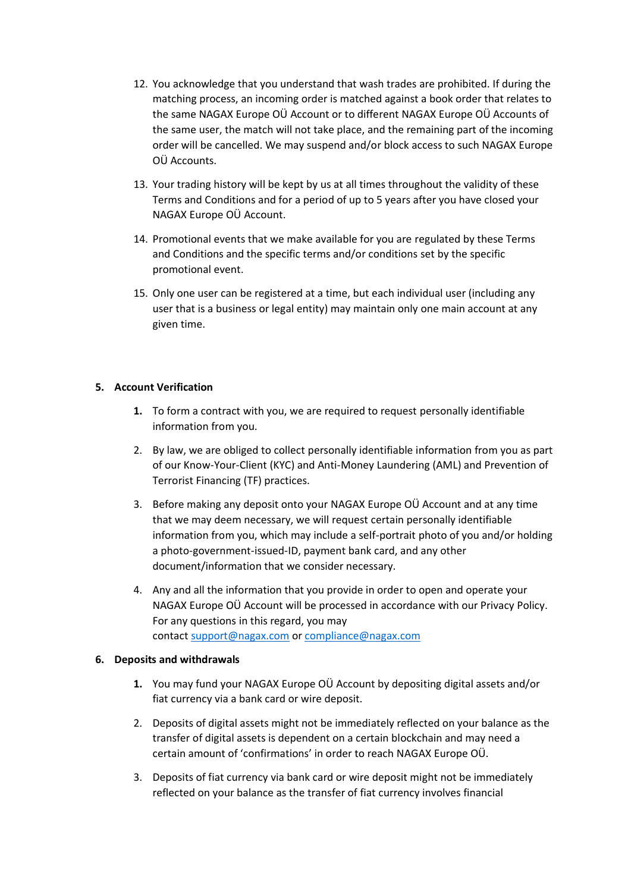12. You acknowledge that you understand that wash trades are prohibited. If during the matching process, an incoming order is matched against a book order that relates to the same NAGAX Europe OÜ Account or to different NAGAX Europe OÜ Accounts of the same user, the match will not take place, and the remaining part of the incoming order will be cancelled. We may suspend and/or block access to such NAGAX Europe OÜ Accounts.

13. Your trading history will be kept by us at all times throughout the validity of these Terms and Conditions and for a period of up to 5 years after you have closed your NAGAX Europe OÜ Account.

14. Promotional events that we make available for you are regulated by these Terms and Conditions and the specific terms and/or conditions set by the specific promotional event.

15. Only one user can be registered at a time, but each individual user (including any user that is a business or legal entity) may maintain only one main account at any given time.

**5. Account Verification**

1. To form a contract with you, we are required to request personally identifiable information from you.

2. By law, we are obliged to collect personally identifiable information from you as part of our Know-Your-Client (KYC) and Anti-Money Laundering (AML) and Prevention of Terrorist Financing (TF) practices.

3. Before making any deposit onto your NAGAX Europe OÜ Account and at any time that we may deem necessary, we will request certain personally identifiable information from you, which may include a self-portrait photo of you and/or holding a photo-government-issued-ID, payment bank card, and any other document/information that we consider necessary.

4. Any and all the information that you provide in order to open and operate your NAGAX Europe OÜ Account will be processed in accordance with our Privacy Policy. For any questions in this regard, you may contact support@nagax.com or compliance@nagax.com

**6. Deposits and withdrawals**

1. You may fund your NAGAX Europe OÜ Account by depositing digital assets and/or fiat currency via a bank card or wire deposit.

2. Deposits of digital assets might not be immediately reflected on your balance as the transfer of digital assets is dependent on a certain blockchain and may need a certain amount of 'confirmations' in order to reach NAGAX Europe OÜ.

3. Deposits of fiat currency via bank card or wire deposit might not be immediately reflected on your balance as the transfer of fiat currency involves financial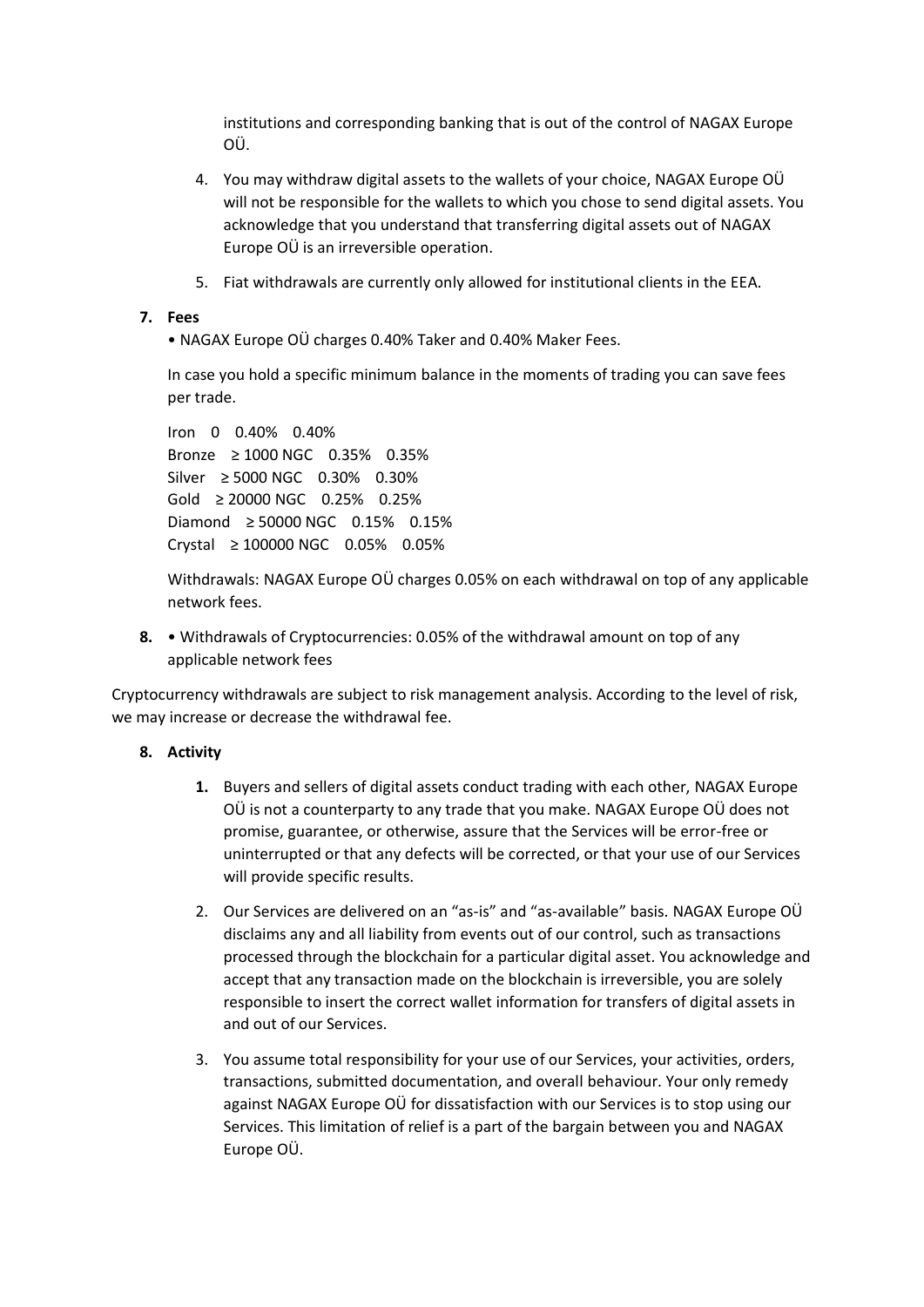institutions and corresponding banking that is out of the control of NAGAX Europe OÜ.

4. You may withdraw digital assets to the wallets of your choice, NAGAX Europe OÜ will not be responsible for the wallets to which you chose to send digital assets. You acknowledge that you understand that transferring digital assets out of NAGAX Europe OÜ is an irreversible operation.

5. Fiat withdrawals are currently only allowed for institutional clients in the EEA.

**7. Fees**

• NAGAX Europe OÜ charges 0.40% Taker and 0.40% Maker Fees.

In case you hold a specific minimum balance in the moments of trading you can save fees per trade.

Iron 0 0.40% 0.40%
Bronze ≥ 1000 NGC 0.35% 0.35%
Silver ≥ 5000 NGC 0.30% 0.30%
Gold ≥ 20000 NGC 0.25% 0.25%
Diamond ≥ 50000 NGC 0.15% 0.15%
Crystal ≥ 100000 NGC 0.05% 0.05%

Withdrawals: NAGAX Europe OÜ charges 0.05% on each withdrawal on top of any applicable network fees.

**8.** • Withdrawals of Cryptocurrencies: 0.05% of the withdrawal amount on top of any applicable network fees

Cryptocurrency withdrawals are subject to risk management analysis. According to the level of risk, we may increase or decrease the withdrawal fee.

**8. Activity**

**1.** Buyers and sellers of digital assets conduct trading with each other, NAGAX Europe OÜ is not a counterparty to any trade that you make. NAGAX Europe OÜ does not promise, guarantee, or otherwise, assure that the Services will be error-free or uninterrupted or that any defects will be corrected, or that your use of our Services will provide specific results.

2. Our Services are delivered on an "as-is" and "as-available" basis. NAGAX Europe OÜ disclaims any and all liability from events out of our control, such as transactions processed through the blockchain for a particular digital asset. You acknowledge and accept that any transaction made on the blockchain is irreversible, you are solely responsible to insert the correct wallet information for transfers of digital assets in and out of our Services.

3. You assume total responsibility for your use of our Services, your activities, orders, transactions, submitted documentation, and overall behaviour. Your only remedy against NAGAX Europe OÜ for dissatisfaction with our Services is to stop using our Services. This limitation of relief is a part of the bargain between you and NAGAX Europe OÜ.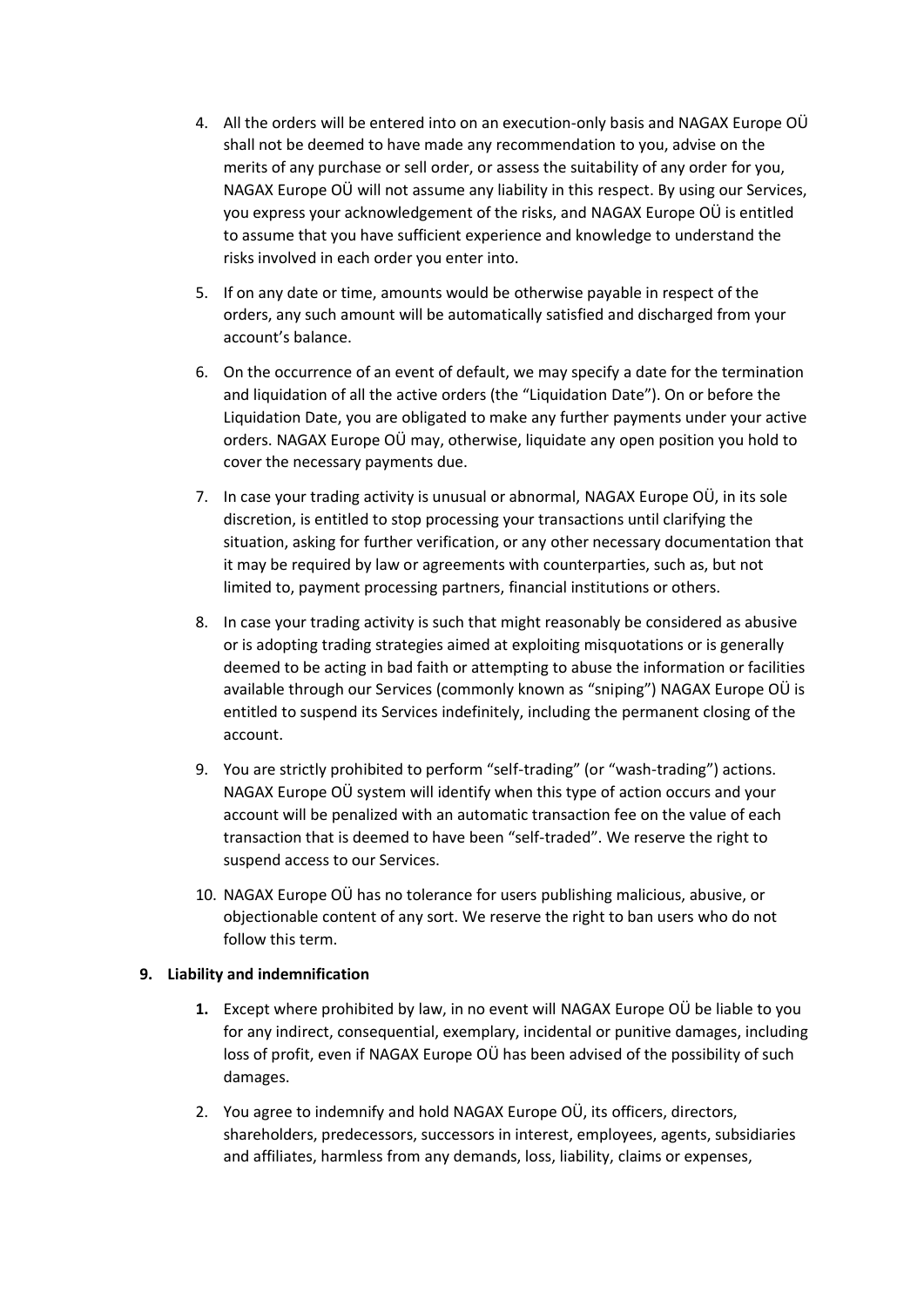4. All the orders will be entered into on an execution-only basis and NAGAX Europe OÜ shall not be deemed to have made any recommendation to you, advise on the merits of any purchase or sell order, or assess the suitability of any order for you, NAGAX Europe OÜ will not assume any liability in this respect. By using our Services, you express your acknowledgement of the risks, and NAGAX Europe OÜ is entitled to assume that you have sufficient experience and knowledge to understand the risks involved in each order you enter into.
5. If on any date or time, amounts would be otherwise payable in respect of the orders, any such amount will be automatically satisfied and discharged from your account's balance.
6. On the occurrence of an event of default, we may specify a date for the termination and liquidation of all the active orders (the "Liquidation Date"). On or before the Liquidation Date, you are obligated to make any further payments under your active orders. NAGAX Europe OÜ may, otherwise, liquidate any open position you hold to cover the necessary payments due.
7. In case your trading activity is unusual or abnormal, NAGAX Europe OÜ, in its sole discretion, is entitled to stop processing your transactions until clarifying the situation, asking for further verification, or any other necessary documentation that it may be required by law or agreements with counterparties, such as, but not limited to, payment processing partners, financial institutions or others.
8. In case your trading activity is such that might reasonably be considered as abusive or is adopting trading strategies aimed at exploiting misquotations or is generally deemed to be acting in bad faith or attempting to abuse the information or facilities available through our Services (commonly known as "sniping") NAGAX Europe OÜ is entitled to suspend its Services indefinitely, including the permanent closing of the account.
9. You are strictly prohibited to perform "self-trading" (or "wash-trading") actions. NAGAX Europe OÜ system will identify when this type of action occurs and your account will be penalized with an automatic transaction fee on the value of each transaction that is deemed to have been "self-traded". We reserve the right to suspend access to our Services.
10. NAGAX Europe OÜ has no tolerance for users publishing malicious, abusive, or objectionable content of any sort. We reserve the right to ban users who do not follow this term.

**9. Liability and indemnification**

1. Except where prohibited by law, in no event will NAGAX Europe OÜ be liable to you for any indirect, consequential, exemplary, incidental or punitive damages, including loss of profit, even if NAGAX Europe OÜ has been advised of the possibility of such damages.
2. You agree to indemnify and hold NAGAX Europe OÜ, its officers, directors, shareholders, predecessors, successors in interest, employees, agents, subsidiaries and affiliates, harmless from any demands, loss, liability, claims or expenses,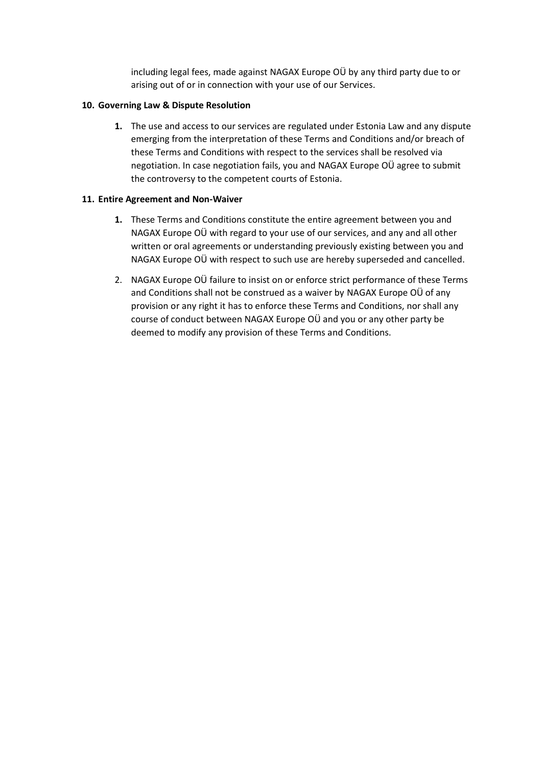including legal fees, made against NAGAX Europe OÜ by any third party due to or arising out of or in connection with your use of our Services.

**10. Governing Law & Dispute Resolution**

1. The use and access to our services are regulated under Estonia Law and any dispute emerging from the interpretation of these Terms and Conditions and/or breach of these Terms and Conditions with respect to the services shall be resolved via negotiation. In case negotiation fails, you and NAGAX Europe OÜ agree to submit the controversy to the competent courts of Estonia.

**11. Entire Agreement and Non-Waiver**

1. These Terms and Conditions constitute the entire agreement between you and NAGAX Europe OÜ with regard to your use of our services, and any and all other written or oral agreements or understanding previously existing between you and NAGAX Europe OÜ with respect to such use are hereby superseded and cancelled.
2. NAGAX Europe OÜ failure to insist on or enforce strict performance of these Terms and Conditions shall not be construed as a waiver by NAGAX Europe OÜ of any provision or any right it has to enforce these Terms and Conditions, nor shall any course of conduct between NAGAX Europe OÜ and you or any other party be deemed to modify any provision of these Terms and Conditions.